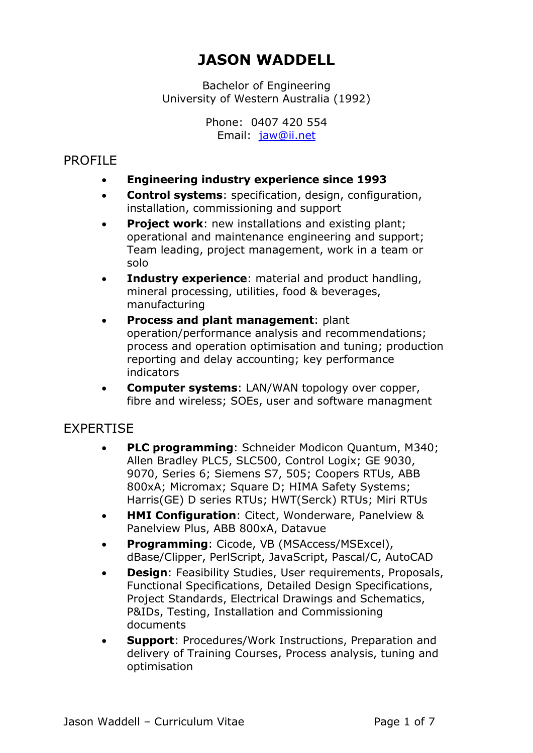# JASON WADDELL

Bachelor of Engineering
University of Western Australia (1992)

Phone: 0407 420 554
Email: jaw@ii.net

## PROFILE

- **Engineering industry experience since 1993**
- **Control systems**: specification, design, configuration, installation, commissioning and support
- **Project work**: new installations and existing plant; operational and maintenance engineering and support; Team leading, project management, work in a team or solo
- **Industry experience**: material and product handling, mineral processing, utilities, food & beverages, manufacturing
- **Process and plant management**: plant operation/performance analysis and recommendations; process and operation optimisation and tuning; production reporting and delay accounting; key performance indicators
- **Computer systems**: LAN/WAN topology over copper, fibre and wireless; SOEs, user and software managment

## EXPERTISE

- **PLC programming**: Schneider Modicon Quantum, M340; Allen Bradley PLC5, SLC500, Control Logix; GE 9030, 9070, Series 6; Siemens S7, 505; Coopers RTUs, ABB 800xA; Micromax; Square D; HIMA Safety Systems; Harris(GE) D series RTUs; HWT(Serck) RTUs; Miri RTUs
- **HMI Configuration**: Citect, Wonderware, Panelview & Panelview Plus, ABB 800xA, Datavue
- **Programming**: Cicode, VB (MSAccess/MSExcel), dBase/Clipper, PerlScript, JavaScript, Pascal/C, AutoCAD
- **Design**: Feasibility Studies, User requirements, Proposals, Functional Specifications, Detailed Design Specifications, Project Standards, Electrical Drawings and Schematics, P&IDs, Testing, Installation and Commissioning documents
- **Support**: Procedures/Work Instructions, Preparation and delivery of Training Courses, Process analysis, tuning and optimisation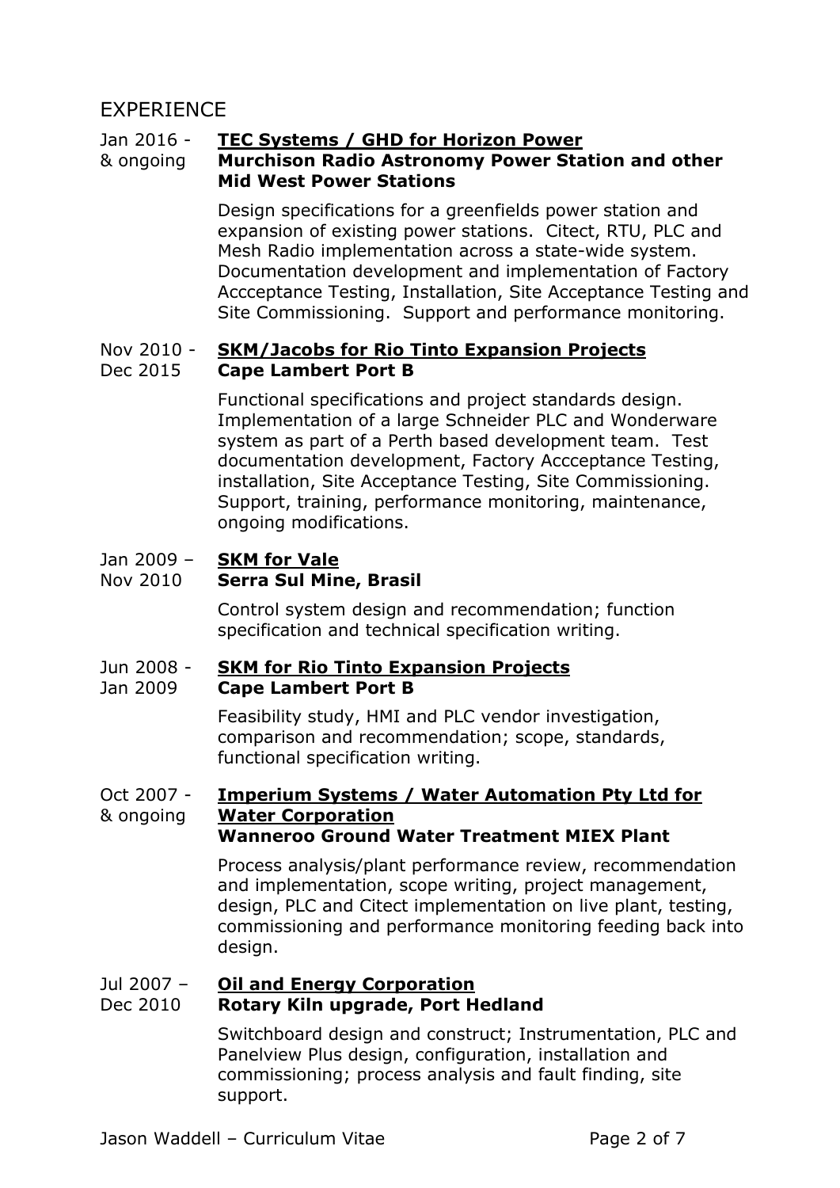## EXPERIENCE

Jan 2016 - & ongoing
**TEC Systems / GHD for Horizon Power**
**Murchison Radio Astronomy Power Station and other Mid West Power Stations**

Design specifications for a greenfields power station and expansion of existing power stations. Citect, RTU, PLC and Mesh Radio implementation across a state-wide system. Documentation development and implementation of Factory Accceptance Testing, Installation, Site Acceptance Testing and Site Commissioning. Support and performance monitoring.

Nov 2010 - Dec 2015
**SKM/Jacobs for Rio Tinto Expansion Projects**
**Cape Lambert Port B**

Functional specifications and project standards design. Implementation of a large Schneider PLC and Wonderware system as part of a Perth based development team. Test documentation development, Factory Accceptance Testing, installation, Site Acceptance Testing, Site Commissioning. Support, training, performance monitoring, maintenance, ongoing modifications.

Jan 2009 – Nov 2010
**SKM for Vale**
**Serra Sul Mine, Brasil**

Control system design and recommendation; function specification and technical specification writing.

Jun 2008 - Jan 2009
**SKM for Rio Tinto Expansion Projects**
**Cape Lambert Port B**

Feasibility study, HMI and PLC vendor investigation, comparison and recommendation; scope, standards, functional specification writing.

Oct 2007 - & ongoing
**Imperium Systems / Water Automation Pty Ltd for Water Corporation**
**Wanneroo Ground Water Treatment MIEX Plant**

Process analysis/plant performance review, recommendation and implementation, scope writing, project management, design, PLC and Citect implementation on live plant, testing, commissioning and performance monitoring feeding back into design.

Jul 2007 – Dec 2010
**Oil and Energy Corporation**
**Rotary Kiln upgrade, Port Hedland**

Switchboard design and construct; Instrumentation, PLC and Panelview Plus design, configuration, installation and commissioning; process analysis and fault finding, site support.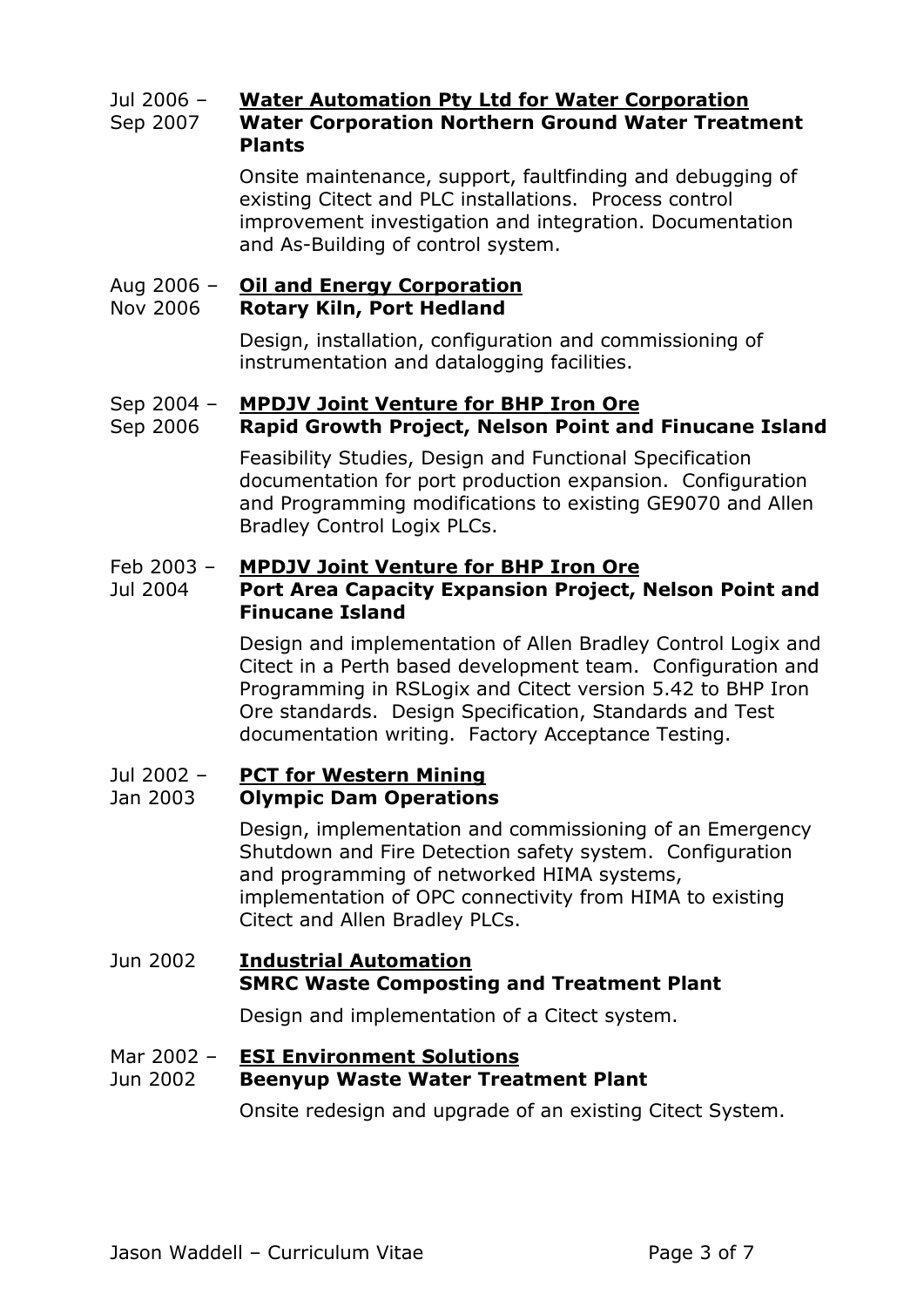**Jul 2006 – Sep 2007**

**Water Automation Pty Ltd for Water Corporation**
**Water Corporation Northern Ground Water Treatment Plants**

Onsite maintenance, support, faultfinding and debugging of existing Citect and PLC installations. Process control improvement investigation and integration. Documentation and As-Building of control system.

**Aug 2006 – Nov 2006**

**Oil and Energy Corporation**
**Rotary Kiln, Port Hedland**

Design, installation, configuration and commissioning of instrumentation and datalogging facilities.

**Sep 2004 – Sep 2006**

**MPDJV Joint Venture for BHP Iron Ore**
**Rapid Growth Project, Nelson Point and Finucane Island**

Feasibility Studies, Design and Functional Specification documentation for port production expansion. Configuration and Programming modifications to existing GE9070 and Allen Bradley Control Logix PLCs.

**Feb 2003 – Jul 2004**

**MPDJV Joint Venture for BHP Iron Ore**
**Port Area Capacity Expansion Project, Nelson Point and Finucane Island**

Design and implementation of Allen Bradley Control Logix and Citect in a Perth based development team. Configuration and Programming in RSLogix and Citect version 5.42 to BHP Iron Ore standards. Design Specification, Standards and Test documentation writing. Factory Acceptance Testing.

**Jul 2002 – Jan 2003**

**PCT for Western Mining**
**Olympic Dam Operations**

Design, implementation and commissioning of an Emergency Shutdown and Fire Detection safety system. Configuration and programming of networked HIMA systems, implementation of OPC connectivity from HIMA to existing Citect and Allen Bradley PLCs.

**Jun 2002**

**Industrial Automation**
**SMRC Waste Composting and Treatment Plant**

Design and implementation of a Citect system.

**Mar 2002 – Jun 2002**

**ESI Environment Solutions**
**Beenyup Waste Water Treatment Plant**

Onsite redesign and upgrade of an existing Citect System.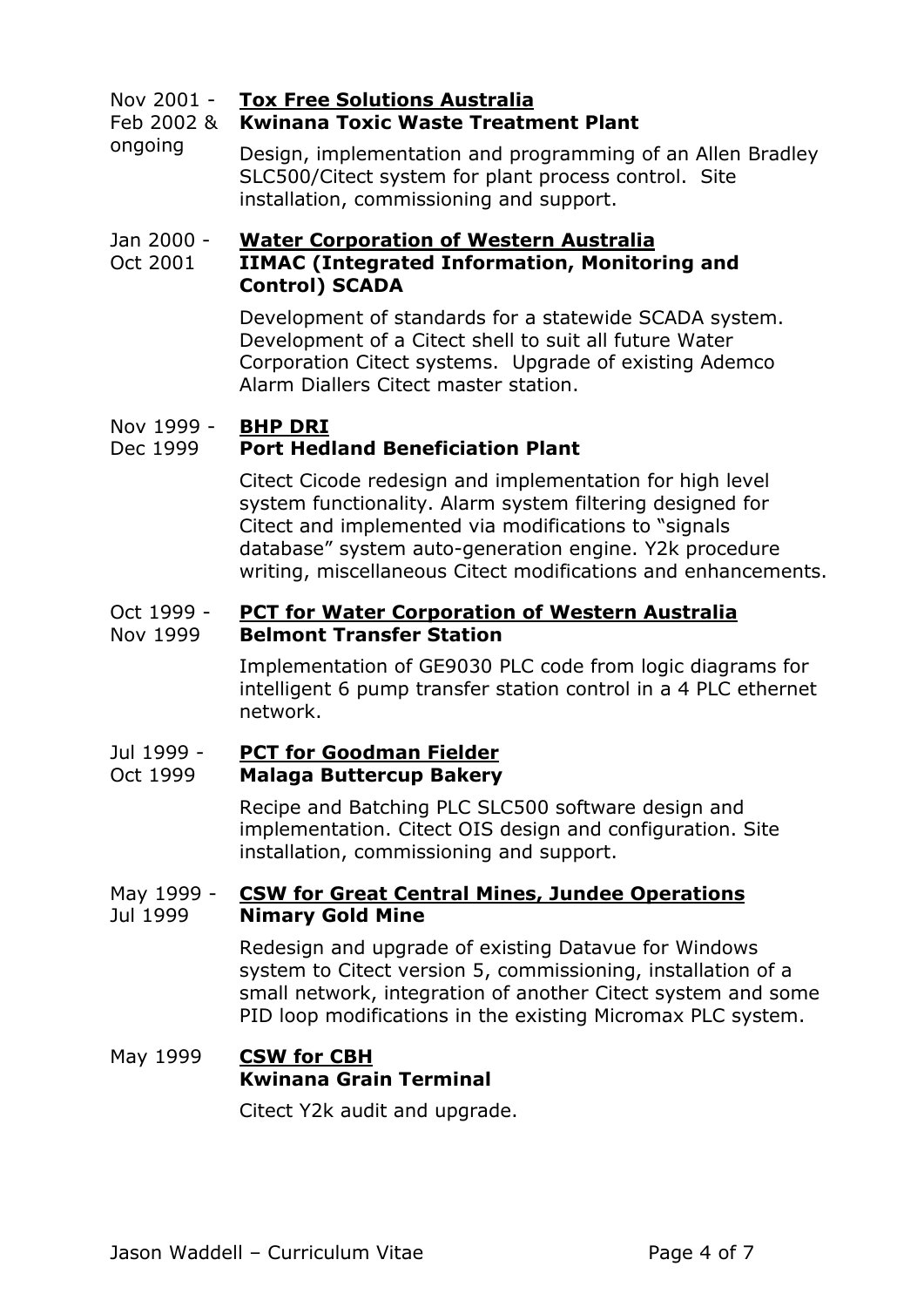Nov 2001 - Feb 2002 & ongoing

**<u>Tox Free Solutions Australia</u>**
**Kwinana Toxic Waste Treatment Plant**

Design, implementation and programming of an Allen Bradley SLC500/Citect system for plant process control. Site installation, commissioning and support.

Jan 2000 - Oct 2001

**<u>Water Corporation of Western Australia</u>**
**IIMAC (Integrated Information, Monitoring and Control) SCADA**

Development of standards for a statewide SCADA system. Development of a Citect shell to suit all future Water Corporation Citect systems. Upgrade of existing Ademco Alarm Diallers Citect master station.

Nov 1999 - Dec 1999

**<u>BHP DRI</u>**
**Port Hedland Beneficiation Plant**

Citect Cicode redesign and implementation for high level system functionality. Alarm system filtering designed for Citect and implemented via modifications to "signals database" system auto-generation engine. Y2k procedure writing, miscellaneous Citect modifications and enhancements.

Oct 1999 - Nov 1999

**<u>PCT for Water Corporation of Western Australia</u>**
**Belmont Transfer Station**

Implementation of GE9030 PLC code from logic diagrams for intelligent 6 pump transfer station control in a 4 PLC ethernet network.

Jul 1999 - Oct 1999

**<u>PCT for Goodman Fielder</u>**
**Malaga Buttercup Bakery**

Recipe and Batching PLC SLC500 software design and implementation. Citect OIS design and configuration. Site installation, commissioning and support.

May 1999 - Jul 1999

**<u>CSW for Great Central Mines, Jundee Operations</u>**
**Nimary Gold Mine**

Redesign and upgrade of existing Datavue for Windows system to Citect version 5, commissioning, installation of a small network, integration of another Citect system and some PID loop modifications in the existing Micromax PLC system.

May 1999

**<u>CSW for CBH</u>**
**Kwinana Grain Terminal**

Citect Y2k audit and upgrade.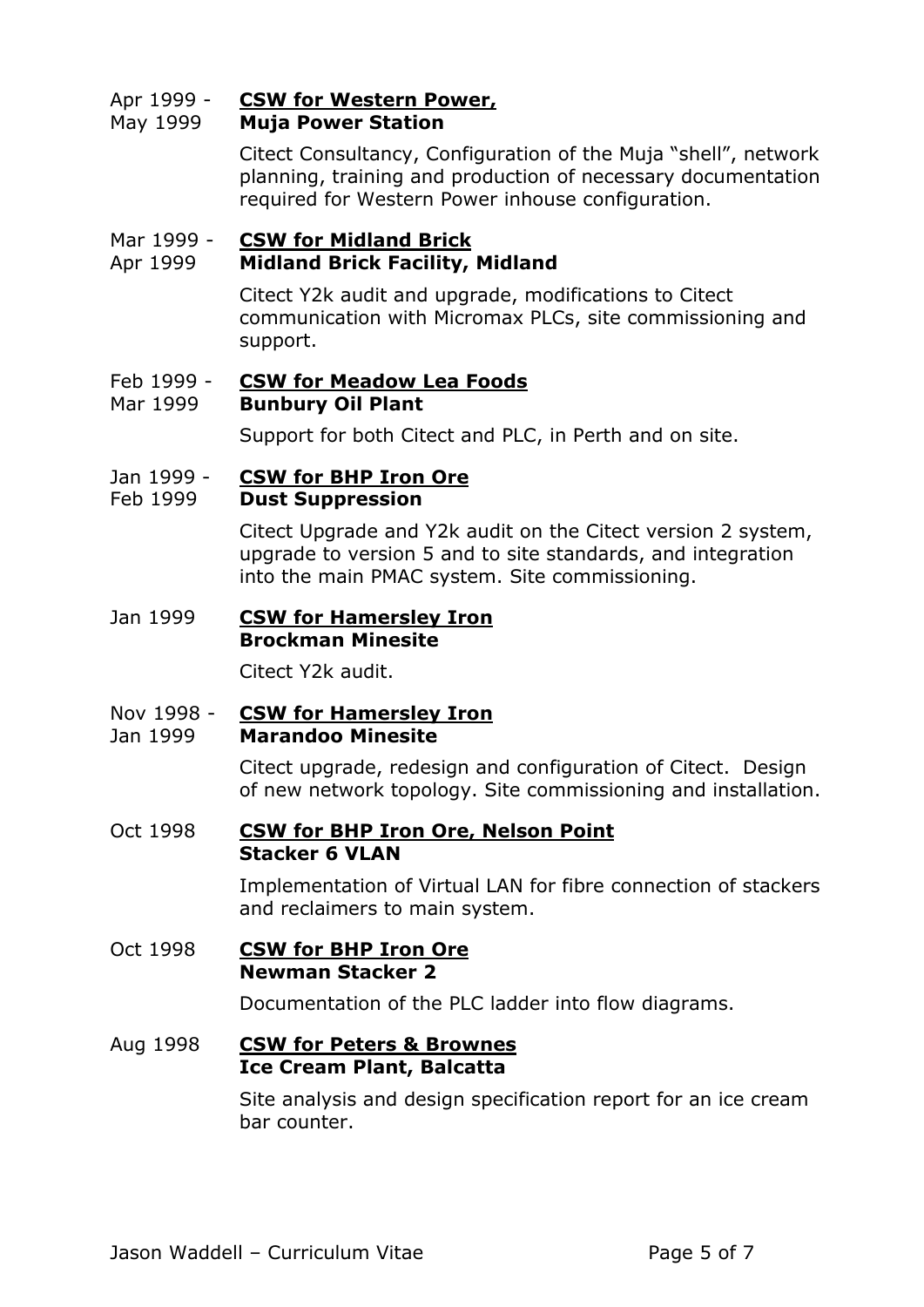Apr 1999 - May 1999 **CSW for Western Power, Muja Power Station**

Citect Consultancy, Configuration of the Muja "shell", network planning, training and production of necessary documentation required for Western Power inhouse configuration.

Mar 1999 - Apr 1999 **CSW for Midland Brick Midland Brick Facility, Midland**

Citect Y2k audit and upgrade, modifications to Citect communication with Micromax PLCs, site commissioning and support.

Feb 1999 - Mar 1999 **CSW for Meadow Lea Foods Bunbury Oil Plant**

Support for both Citect and PLC, in Perth and on site.

Jan 1999 - Feb 1999 **CSW for BHP Iron Ore Dust Suppression**

Citect Upgrade and Y2k audit on the Citect version 2 system, upgrade to version 5 and to site standards, and integration into the main PMAC system. Site commissioning.

Jan 1999 **CSW for Hamersley Iron Brockman Minesite**

Citect Y2k audit.

Nov 1998 - Jan 1999 **CSW for Hamersley Iron Marandoo Minesite**

Citect upgrade, redesign and configuration of Citect. Design of new network topology. Site commissioning and installation.

Oct 1998 **CSW for BHP Iron Ore, Nelson Point Stacker 6 VLAN**

Implementation of Virtual LAN for fibre connection of stackers and reclaimers to main system.

Oct 1998 **CSW for BHP Iron Ore Newman Stacker 2**

Documentation of the PLC ladder into flow diagrams.

Aug 1998 **CSW for Peters & Brownes Ice Cream Plant, Balcatta**

Site analysis and design specification report for an ice cream bar counter.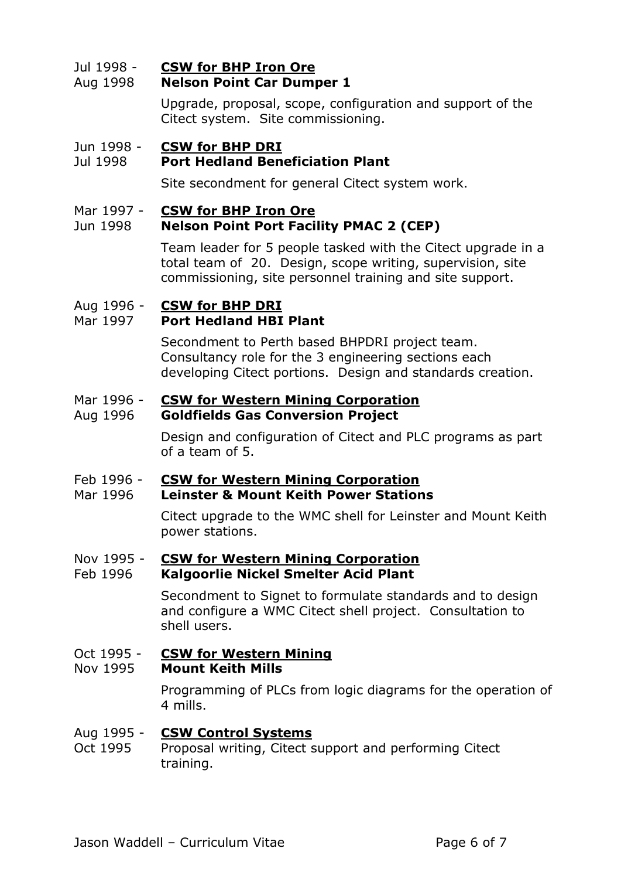Jul 1998 - Aug 1998

**CSW for BHP Iron Ore**
**Nelson Point Car Dumper 1**

Upgrade, proposal, scope, configuration and support of the Citect system. Site commissioning.

Jun 1998 - Jul 1998

**CSW for BHP DRI**
**Port Hedland Beneficiation Plant**

Site secondment for general Citect system work.

Mar 1997 - Jun 1998

**CSW for BHP Iron Ore**
**Nelson Point Port Facility PMAC 2 (CEP)**

Team leader for 5 people tasked with the Citect upgrade in a total team of 20. Design, scope writing, supervision, site commissioning, site personnel training and site support.

Aug 1996 - Mar 1997

**CSW for BHP DRI**
**Port Hedland HBI Plant**

Secondment to Perth based BHPDRI project team. Consultancy role for the 3 engineering sections each developing Citect portions. Design and standards creation.

Mar 1996 - Aug 1996

**CSW for Western Mining Corporation**
**Goldfields Gas Conversion Project**

Design and configuration of Citect and PLC programs as part of a team of 5.

Feb 1996 - Mar 1996

**CSW for Western Mining Corporation**
**Leinster & Mount Keith Power Stations**

Citect upgrade to the WMC shell for Leinster and Mount Keith power stations.

Nov 1995 - Feb 1996

**CSW for Western Mining Corporation**
**Kalgoorlie Nickel Smelter Acid Plant**

Secondment to Signet to formulate standards and to design and configure a WMC Citect shell project. Consultation to shell users.

Oct 1995 - Nov 1995

**CSW for Western Mining**
**Mount Keith Mills**

Programming of PLCs from logic diagrams for the operation of 4 mills.

Aug 1995 - Oct 1995

**CSW Control Systems**

Proposal writing, Citect support and performing Citect training.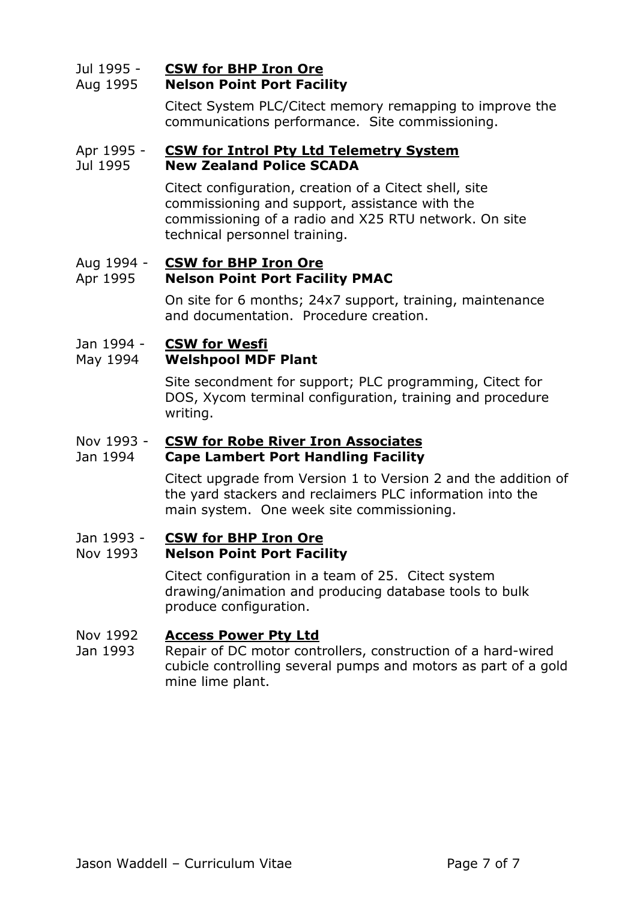Jul 1995 - Aug 1995 **<u>CSW for BHP Iron Ore</u>**
**Nelson Point Port Facility**

Citect System PLC/Citect memory remapping to improve the communications performance. Site commissioning.

Apr 1995 - Jul 1995 **<u>CSW for Introl Pty Ltd Telemetry System</u>**
**New Zealand Police SCADA**

Citect configuration, creation of a Citect shell, site commissioning and support, assistance with the commissioning of a radio and X25 RTU network. On site technical personnel training.

Aug 1994 - Apr 1995 **<u>CSW for BHP Iron Ore</u>**
**Nelson Point Port Facility PMAC**

On site for 6 months; 24x7 support, training, maintenance and documentation. Procedure creation.

Jan 1994 - May 1994 **<u>CSW for Wesfi</u>**
**Welshpool MDF Plant**

Site secondment for support; PLC programming, Citect for DOS, Xycom terminal configuration, training and procedure writing.

Nov 1993 - Jan 1994 **<u>CSW for Robe River Iron Associates</u>**
**Cape Lambert Port Handling Facility**

Citect upgrade from Version 1 to Version 2 and the addition of the yard stackers and reclaimers PLC information into the main system. One week site commissioning.

Jan 1993 - Nov 1993 **<u>CSW for BHP Iron Ore</u>**
**Nelson Point Port Facility**

Citect configuration in a team of 25. Citect system drawing/animation and producing database tools to bulk produce configuration.

Nov 1992 Jan 1993 **<u>Access Power Pty Ltd</u>**

Repair of DC motor controllers, construction of a hard-wired cubicle controlling several pumps and motors as part of a gold mine lime plant.